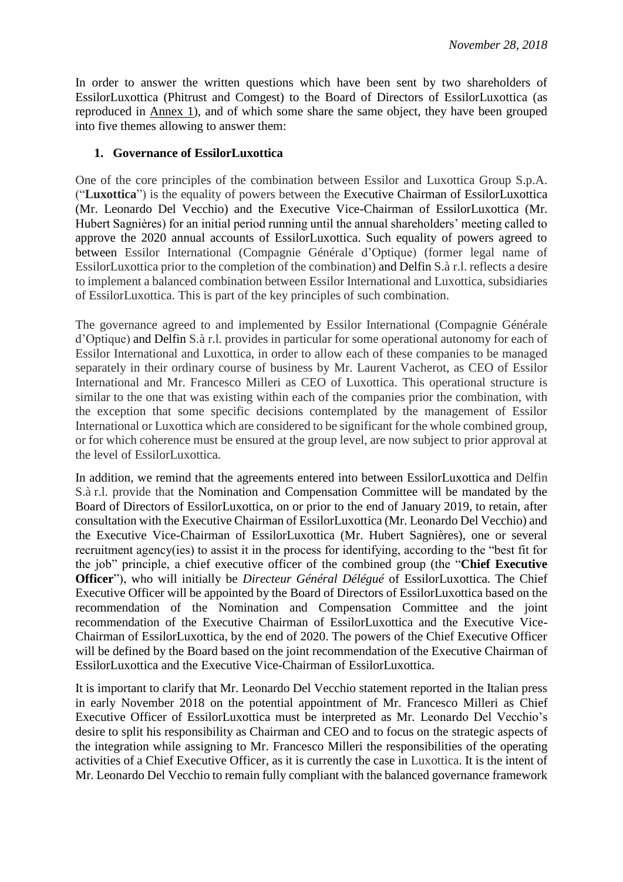*November 28, 2018*

In order to answer the written questions which have been sent by two shareholders of EssilorLuxottica (Phitrust and Comgest) to the Board of Directors of EssilorLuxottica (as reproduced in Annex 1), and of which some share the same object, they have been grouped into five themes allowing to answer them:

## 1. Governance of EssilorLuxottica

One of the core principles of the combination between Essilor and Luxottica Group S.p.A. ("**Luxottica**") is the equality of powers between the Executive Chairman of EssilorLuxottica (Mr. Leonardo Del Vecchio) and the Executive Vice-Chairman of EssilorLuxottica (Mr. Hubert Sagnières) for an initial period running until the annual shareholders' meeting called to approve the 2020 annual accounts of EssilorLuxottica. Such equality of powers agreed to between Essilor International (Compagnie Générale d'Optique) (former legal name of EssilorLuxottica prior to the completion of the combination) and Delfin S.à r.l. reflects a desire to implement a balanced combination between Essilor International and Luxottica, subsidiaries of EssilorLuxottica. This is part of the key principles of such combination.

The governance agreed to and implemented by Essilor International (Compagnie Générale d'Optique) and Delfin S.à r.l. provides in particular for some operational autonomy for each of Essilor International and Luxottica, in order to allow each of these companies to be managed separately in their ordinary course of business by Mr. Laurent Vacherot, as CEO of Essilor International and Mr. Francesco Milleri as CEO of Luxottica. This operational structure is similar to the one that was existing within each of the companies prior the combination, with the exception that some specific decisions contemplated by the management of Essilor International or Luxottica which are considered to be significant for the whole combined group, or for which coherence must be ensured at the group level, are now subject to prior approval at the level of EssilorLuxottica.

In addition, we remind that the agreements entered into between EssilorLuxottica and Delfin S.à r.l. provide that the Nomination and Compensation Committee will be mandated by the Board of Directors of EssilorLuxottica, on or prior to the end of January 2019, to retain, after consultation with the Executive Chairman of EssilorLuxottica (Mr. Leonardo Del Vecchio) and the Executive Vice-Chairman of EssilorLuxottica (Mr. Hubert Sagnières), one or several recruitment agency(ies) to assist it in the process for identifying, according to the "best fit for the job" principle, a chief executive officer of the combined group (the "**Chief Executive Officer**"), who will initially be *Directeur Général Délégué* of EssilorLuxottica. The Chief Executive Officer will be appointed by the Board of Directors of EssilorLuxottica based on the recommendation of the Nomination and Compensation Committee and the joint recommendation of the Executive Chairman of EssilorLuxottica and the Executive Vice-Chairman of EssilorLuxottica, by the end of 2020. The powers of the Chief Executive Officer will be defined by the Board based on the joint recommendation of the Executive Chairman of EssilorLuxottica and the Executive Vice-Chairman of EssilorLuxottica.

It is important to clarify that Mr. Leonardo Del Vecchio statement reported in the Italian press in early November 2018 on the potential appointment of Mr. Francesco Milleri as Chief Executive Officer of EssilorLuxottica must be interpreted as Mr. Leonardo Del Vecchio's desire to split his responsibility as Chairman and CEO and to focus on the strategic aspects of the integration while assigning to Mr. Francesco Milleri the responsibilities of the operating activities of a Chief Executive Officer, as it is currently the case in Luxottica. It is the intent of Mr. Leonardo Del Vecchio to remain fully compliant with the balanced governance framework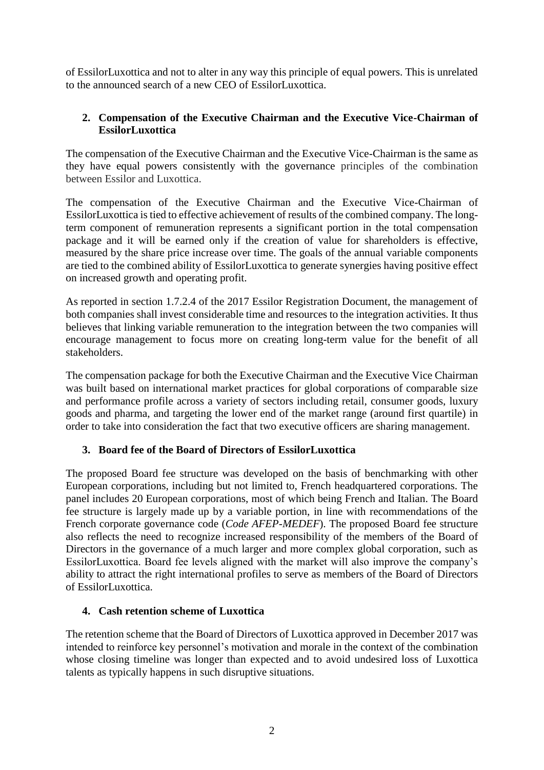of EssilorLuxottica and not to alter in any way this principle of equal powers. This is unrelated to the announced search of a new CEO of EssilorLuxottica.

## 2. Compensation of the Executive Chairman and the Executive Vice-Chairman of EssilorLuxottica

The compensation of the Executive Chairman and the Executive Vice-Chairman is the same as they have equal powers consistently with the governance principles of the combination between Essilor and Luxottica.

The compensation of the Executive Chairman and the Executive Vice-Chairman of EssilorLuxottica is tied to effective achievement of results of the combined company. The long-term component of remuneration represents a significant portion in the total compensation package and it will be earned only if the creation of value for shareholders is effective, measured by the share price increase over time. The goals of the annual variable components are tied to the combined ability of EssilorLuxottica to generate synergies having positive effect on increased growth and operating profit.

As reported in section 1.7.2.4 of the 2017 Essilor Registration Document, the management of both companies shall invest considerable time and resources to the integration activities. It thus believes that linking variable remuneration to the integration between the two companies will encourage management to focus more on creating long-term value for the benefit of all stakeholders.

The compensation package for both the Executive Chairman and the Executive Vice Chairman was built based on international market practices for global corporations of comparable size and performance profile across a variety of sectors including retail, consumer goods, luxury goods and pharma, and targeting the lower end of the market range (around first quartile) in order to take into consideration the fact that two executive officers are sharing management.

## 3. Board fee of the Board of Directors of EssilorLuxottica

The proposed Board fee structure was developed on the basis of benchmarking with other European corporations, including but not limited to, French headquartered corporations. The panel includes 20 European corporations, most of which being French and Italian. The Board fee structure is largely made up by a variable portion, in line with recommendations of the French corporate governance code (*Code AFEP-MEDEF*). The proposed Board fee structure also reflects the need to recognize increased responsibility of the members of the Board of Directors in the governance of a much larger and more complex global corporation, such as EssilorLuxottica. Board fee levels aligned with the market will also improve the company's ability to attract the right international profiles to serve as members of the Board of Directors of EssilorLuxottica.

## 4. Cash retention scheme of Luxottica

The retention scheme that the Board of Directors of Luxottica approved in December 2017 was intended to reinforce key personnel's motivation and morale in the context of the combination whose closing timeline was longer than expected and to avoid undesired loss of Luxottica talents as typically happens in such disruptive situations.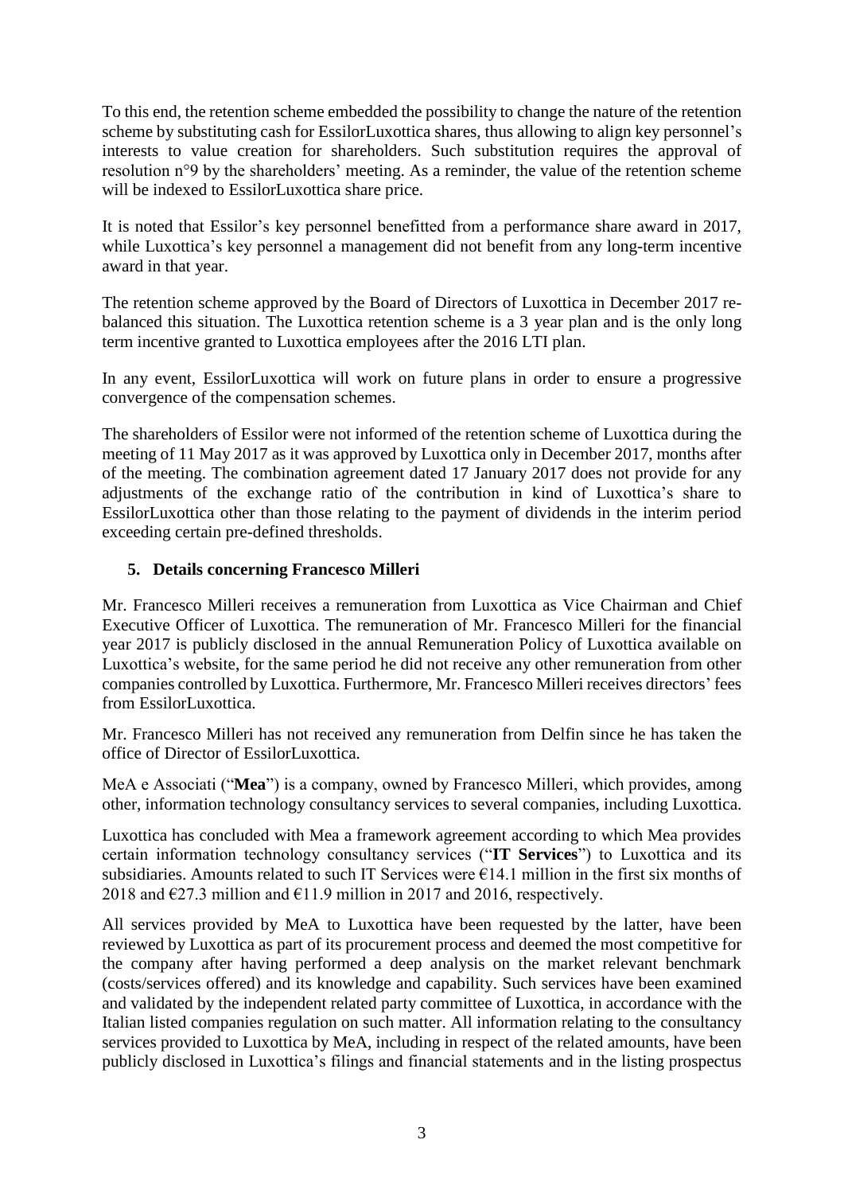To this end, the retention scheme embedded the possibility to change the nature of the retention scheme by substituting cash for EssilorLuxottica shares, thus allowing to align key personnel's interests to value creation for shareholders. Such substitution requires the approval of resolution n°9 by the shareholders' meeting. As a reminder, the value of the retention scheme will be indexed to EssilorLuxottica share price.

It is noted that Essilor's key personnel benefitted from a performance share award in 2017, while Luxottica's key personnel a management did not benefit from any long-term incentive award in that year.

The retention scheme approved by the Board of Directors of Luxottica in December 2017 re-balanced this situation. The Luxottica retention scheme is a 3 year plan and is the only long term incentive granted to Luxottica employees after the 2016 LTI plan.

In any event, EssilorLuxottica will work on future plans in order to ensure a progressive convergence of the compensation schemes.

The shareholders of Essilor were not informed of the retention scheme of Luxottica during the meeting of 11 May 2017 as it was approved by Luxottica only in December 2017, months after of the meeting. The combination agreement dated 17 January 2017 does not provide for any adjustments of the exchange ratio of the contribution in kind of Luxottica's share to EssilorLuxottica other than those relating to the payment of dividends in the interim period exceeding certain pre-defined thresholds.

## 5. Details concerning Francesco Milleri

Mr. Francesco Milleri receives a remuneration from Luxottica as Vice Chairman and Chief Executive Officer of Luxottica. The remuneration of Mr. Francesco Milleri for the financial year 2017 is publicly disclosed in the annual Remuneration Policy of Luxottica available on Luxottica's website, for the same period he did not receive any other remuneration from other companies controlled by Luxottica. Furthermore, Mr. Francesco Milleri receives directors' fees from EssilorLuxottica.

Mr. Francesco Milleri has not received any remuneration from Delfin since he has taken the office of Director of EssilorLuxottica.

MeA e Associati ("**Mea**") is a company, owned by Francesco Milleri, which provides, among other, information technology consultancy services to several companies, including Luxottica.

Luxottica has concluded with Mea a framework agreement according to which Mea provides certain information technology consultancy services ("**IT Services**") to Luxottica and its subsidiaries. Amounts related to such IT Services were €14.1 million in the first six months of 2018 and €27.3 million and €11.9 million in 2017 and 2016, respectively.

All services provided by MeA to Luxottica have been requested by the latter, have been reviewed by Luxottica as part of its procurement process and deemed the most competitive for the company after having performed a deep analysis on the market relevant benchmark (costs/services offered) and its knowledge and capability. Such services have been examined and validated by the independent related party committee of Luxottica, in accordance with the Italian listed companies regulation on such matter. All information relating to the consultancy services provided to Luxottica by MeA, including in respect of the related amounts, have been publicly disclosed in Luxottica's filings and financial statements and in the listing prospectus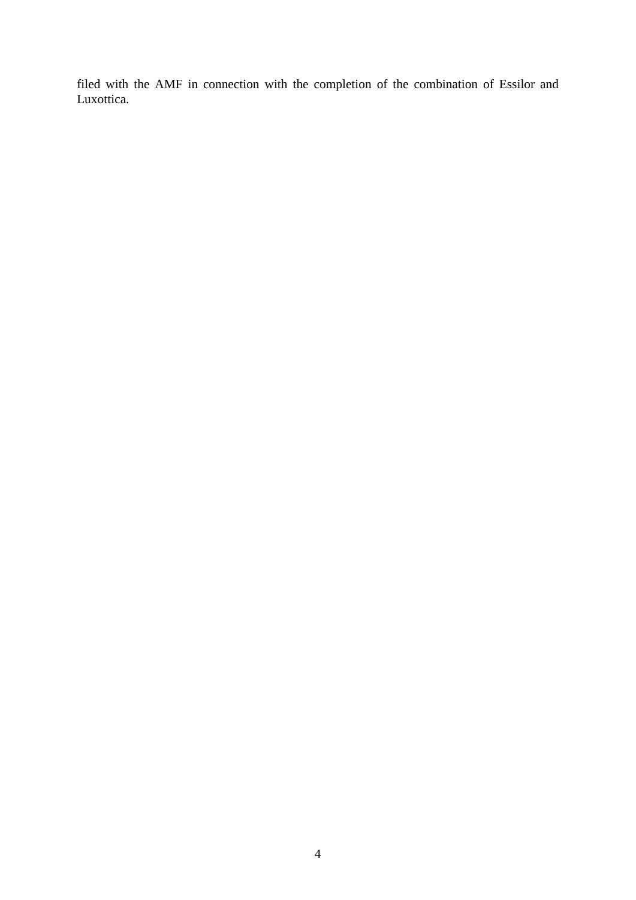filed with the AMF in connection with the completion of the combination of Essilor and Luxottica.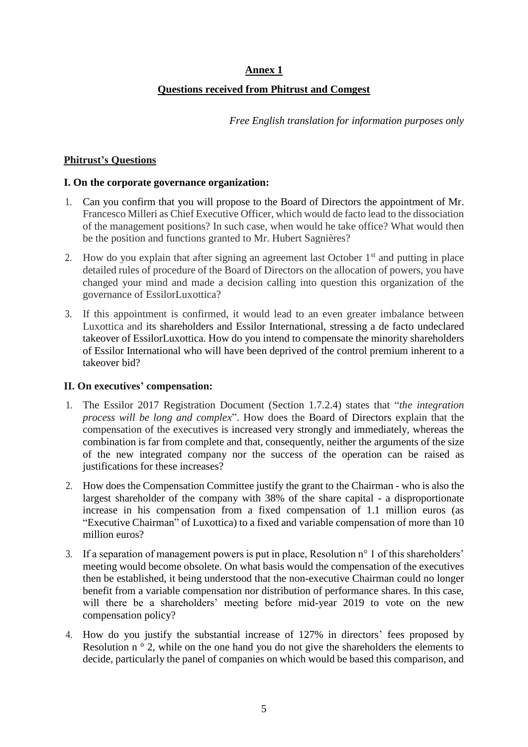## Annex 1

## Questions received from Phitrust and Comgest

*Free English translation for information purposes only*

### Phitrust's Questions

#### I. On the corporate governance organization:

1. Can you confirm that you will propose to the Board of Directors the appointment of Mr. Francesco Milleri as Chief Executive Officer, which would de facto lead to the dissociation of the management positions? In such case, when would he take office? What would then be the position and functions granted to Mr. Hubert Sagnières?

2. How do you explain that after signing an agreement last October 1st and putting in place detailed rules of procedure of the Board of Directors on the allocation of powers, you have changed your mind and made a decision calling into question this organization of the governance of EssilorLuxottica?

3. If this appointment is confirmed, it would lead to an even greater imbalance between Luxottica and its shareholders and Essilor International, stressing a de facto undeclared takeover of EssilorLuxottica. How do you intend to compensate the minority shareholders of Essilor International who will have been deprived of the control premium inherent to a takeover bid?

#### II. On executives' compensation:

1. The Essilor 2017 Registration Document (Section 1.7.2.4) states that "*the integration process will be long and complex*". How does the Board of Directors explain that the compensation of the executives is increased very strongly and immediately, whereas the combination is far from complete and that, consequently, neither the arguments of the size of the new integrated company nor the success of the operation can be raised as justifications for these increases?

2. How does the Compensation Committee justify the grant to the Chairman - who is also the largest shareholder of the company with 38% of the share capital - a disproportionate increase in his compensation from a fixed compensation of 1.1 million euros (as "Executive Chairman" of Luxottica) to a fixed and variable compensation of more than 10 million euros?

3. If a separation of management powers is put in place, Resolution n° 1 of this shareholders' meeting would become obsolete. On what basis would the compensation of the executives then be established, it being understood that the non-executive Chairman could no longer benefit from a variable compensation nor distribution of performance shares. In this case, will there be a shareholders' meeting before mid-year 2019 to vote on the new compensation policy?

4. How do you justify the substantial increase of 127% in directors' fees proposed by Resolution n ° 2, while on the one hand you do not give the shareholders the elements to decide, particularly the panel of companies on which would be based this comparison, and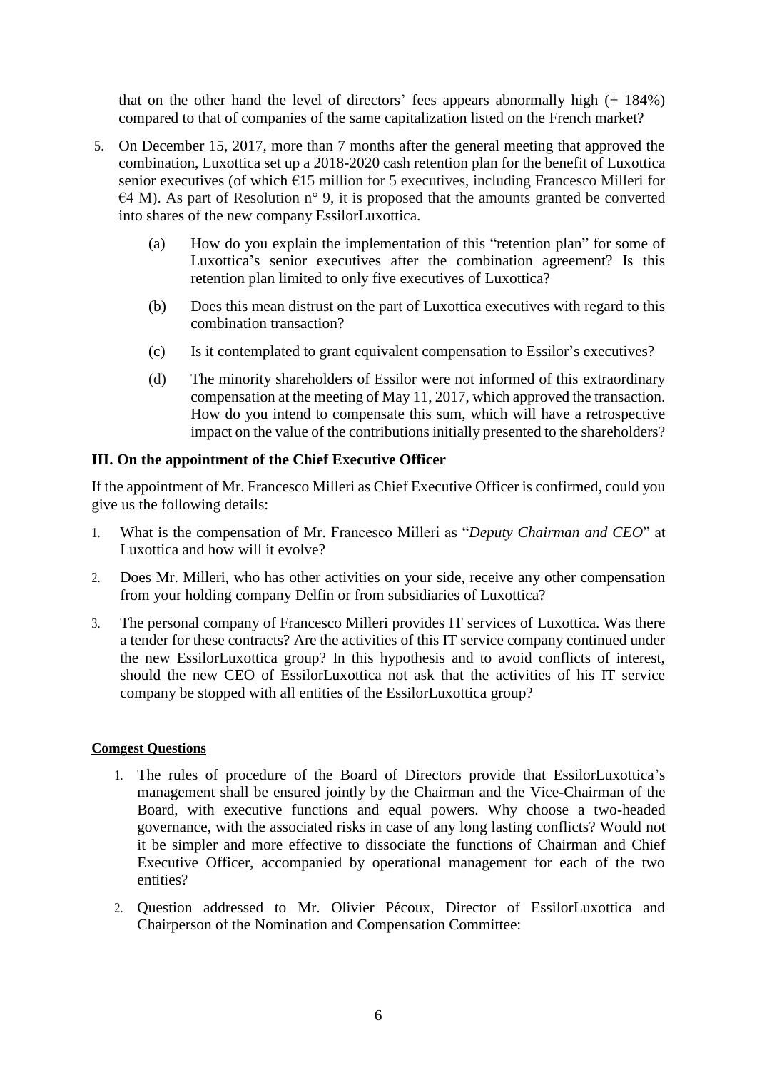that on the other hand the level of directors' fees appears abnormally high (+ 184%) compared to that of companies of the same capitalization listed on the French market?

5. On December 15, 2017, more than 7 months after the general meeting that approved the combination, Luxottica set up a 2018-2020 cash retention plan for the benefit of Luxottica senior executives (of which €15 million for 5 executives, including Francesco Milleri for €4 M). As part of Resolution n° 9, it is proposed that the amounts granted be converted into shares of the new company EssilorLuxottica.

   (a) How do you explain the implementation of this "retention plan" for some of Luxottica's senior executives after the combination agreement? Is this retention plan limited to only five executives of Luxottica?

   (b) Does this mean distrust on the part of Luxottica executives with regard to this combination transaction?

   (c) Is it contemplated to grant equivalent compensation to Essilor's executives?

   (d) The minority shareholders of Essilor were not informed of this extraordinary compensation at the meeting of May 11, 2017, which approved the transaction. How do you intend to compensate this sum, which will have a retrospective impact on the value of the contributions initially presented to the shareholders?

## III. On the appointment of the Chief Executive Officer

If the appointment of Mr. Francesco Milleri as Chief Executive Officer is confirmed, could you give us the following details:

1. What is the compensation of Mr. Francesco Milleri as "*Deputy Chairman and CEO*" at Luxottica and how will it evolve?

2. Does Mr. Milleri, who has other activities on your side, receive any other compensation from your holding company Delfin or from subsidiaries of Luxottica?

3. The personal company of Francesco Milleri provides IT services of Luxottica. Was there a tender for these contracts? Are the activities of this IT service company continued under the new EssilorLuxottica group? In this hypothesis and to avoid conflicts of interest, should the new CEO of EssilorLuxottica not ask that the activities of his IT service company be stopped with all entities of the EssilorLuxottica group?

**Comgest Questions**

1. The rules of procedure of the Board of Directors provide that EssilorLuxottica's management shall be ensured jointly by the Chairman and the Vice-Chairman of the Board, with executive functions and equal powers. Why choose a two-headed governance, with the associated risks in case of any long lasting conflicts? Would not it be simpler and more effective to dissociate the functions of Chairman and Chief Executive Officer, accompanied by operational management for each of the two entities?

2. Question addressed to Mr. Olivier Pécoux, Director of EssilorLuxottica and Chairperson of the Nomination and Compensation Committee: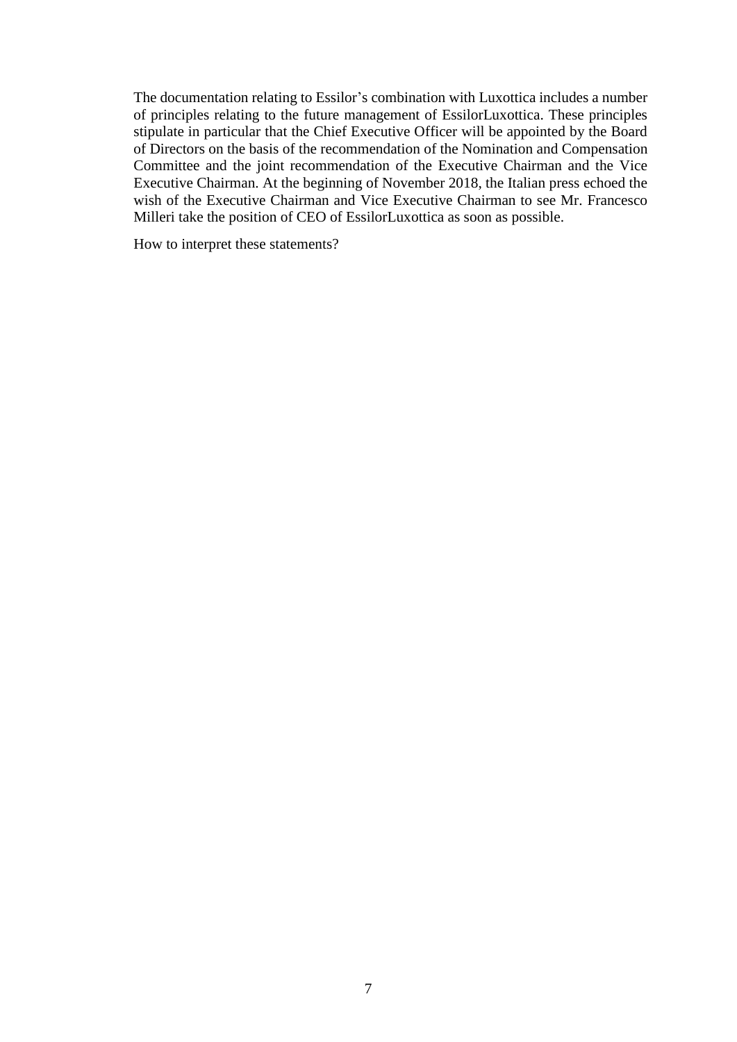The documentation relating to Essilor's combination with Luxottica includes a number of principles relating to the future management of EssilorLuxottica. These principles stipulate in particular that the Chief Executive Officer will be appointed by the Board of Directors on the basis of the recommendation of the Nomination and Compensation Committee and the joint recommendation of the Executive Chairman and the Vice Executive Chairman. At the beginning of November 2018, the Italian press echoed the wish of the Executive Chairman and Vice Executive Chairman to see Mr. Francesco Milleri take the position of CEO of EssilorLuxottica as soon as possible.

How to interpret these statements?